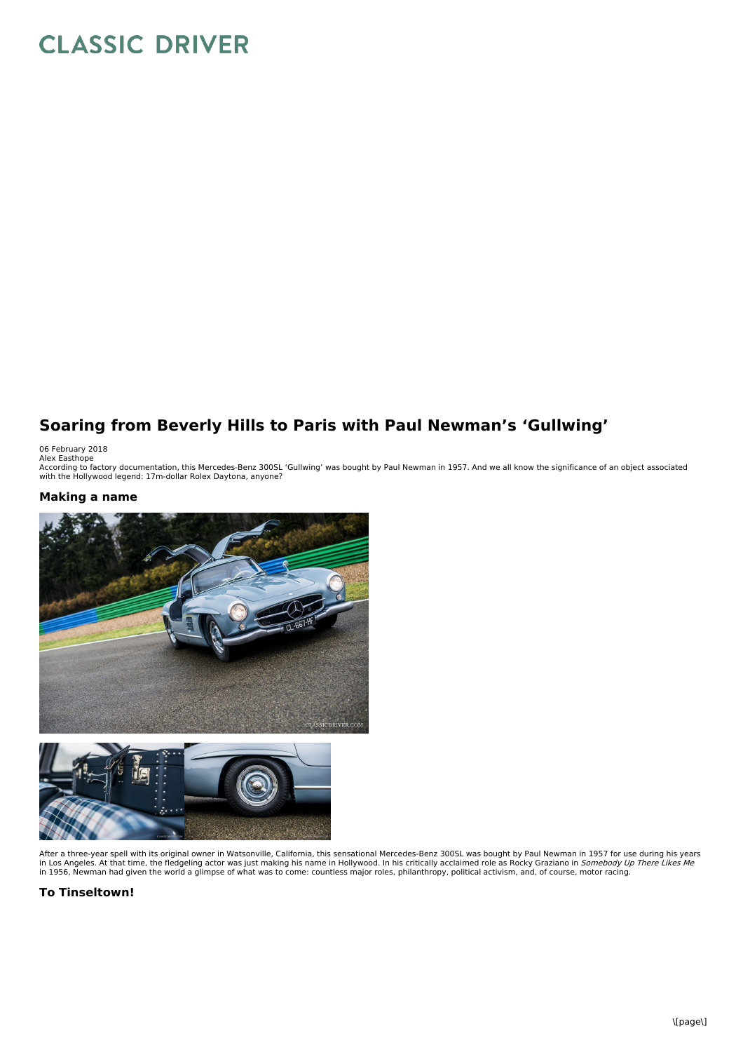# CLASSIC DRIVER

## Soaring from Beverly Hills to Paris with Paul Newman's 'Gullwing'

06 February 2018
Alex Easthope
According to factory documentation, this Mercedes-Benz 300SL 'Gullwing' was bought by Paul Newman in 1957. And we all know the significance of an object associated with the Hollywood legend: 17m-dollar Rolex Daytona, anyone?

### Making a name

After a three-year spell with its original owner in Watsonville, California, this sensational Mercedes-Benz 300SL was bought by Paul Newman in 1957 for use during his years in Los Angeles. At that time, the fledgeling actor was just making his name in Hollywood. In his critically acclaimed role as Rocky Graziano in *Somebody Up There Likes Me* in 1956, Newman had given the world a glimpse of what was to come: countless major roles, philanthropy, political activism, and, of course, motor racing.

### To Tinseltown!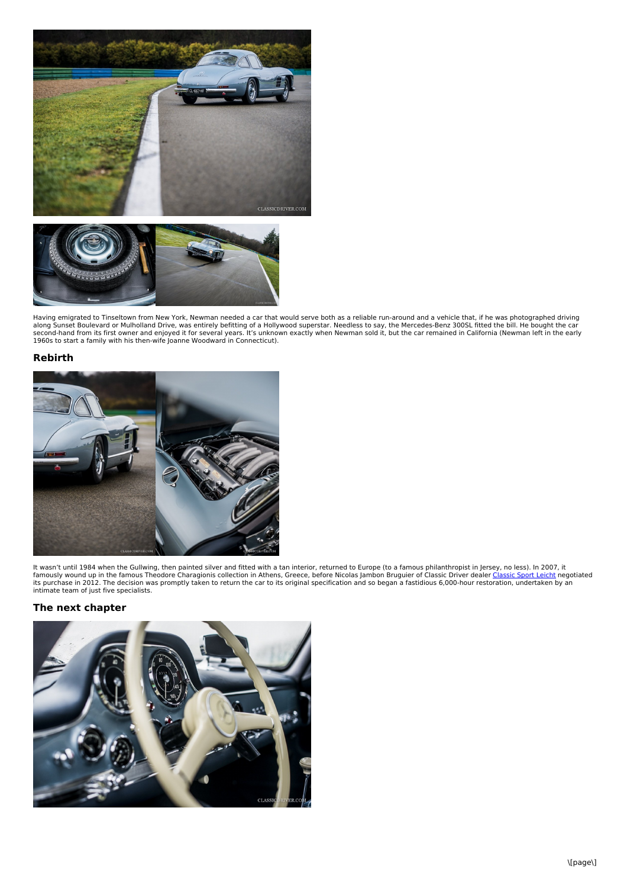Having emigrated to Tinseltown from New York, Newman needed a car that would serve both as a reliable run-around and a vehicle that, if he was photographed driving along Sunset Boulevard or Mulholland Drive, was entirely befitting of a Hollywood superstar. Needless to say, the Mercedes-Benz 300SL fitted the bill. He bought the car second-hand from its first owner and enjoyed it for several years. It's unknown exactly when Newman sold it, but the car remained in California (Newman left in the early 1960s to start a family with his then-wife Joanne Woodward in Connecticut).

## Rebirth

It wasn't until 1984 when the Gullwing, then painted silver and fitted with a tan interior, returned to Europe (to a famous philanthropist in Jersey, no less). In 2007, it famously wound up in the famous Theodore Charagionis collection in Athens, Greece, before Nicolas Jambon Bruguier of Classic Driver dealer Classic Sport Leicht negotiated its purchase in 2012. The decision was promptly taken to return the car to its original specification and so began a fastidious 6,000-hour restoration, undertaken by an intimate team of just five specialists.

## The next chapter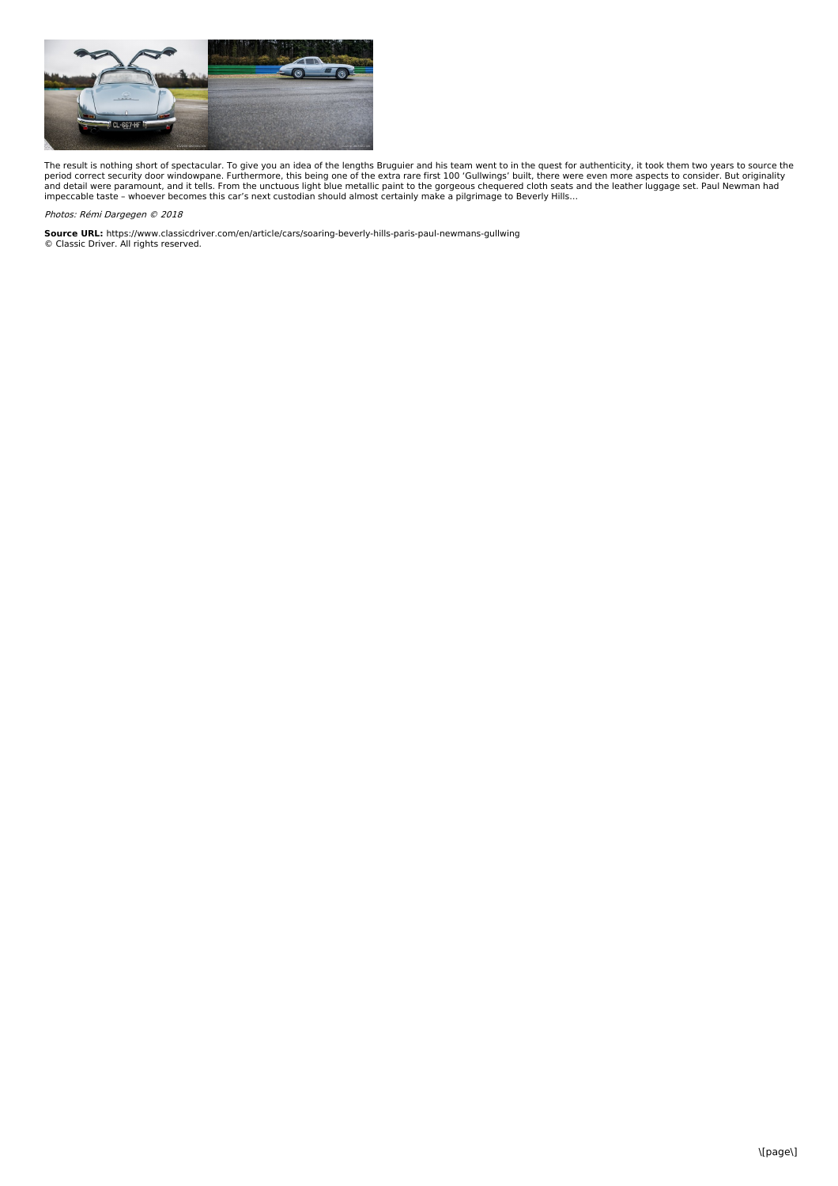The result is nothing short of spectacular. To give you an idea of the lengths Bruguier and his team went to in the quest for authenticity, it took them two years to source the period correct security door windowpane. Furthermore, this being one of the extra rare first 100 'Gullwings' built, there were even more aspects to consider. But originality and detail were paramount, and it tells. From the unctuous light blue metallic paint to the gorgeous chequered cloth seats and the leather luggage set. Paul Newman had impeccable taste – whoever becomes this car's next custodian should almost certainly make a pilgrimage to Beverly Hills…

*Photos: Rémi Dargegen © 2018*

**Source URL:** https://www.classicdriver.com/en/article/cars/soaring-beverly-hills-paris-paul-newmans-gullwing
© Classic Driver. All rights reserved.